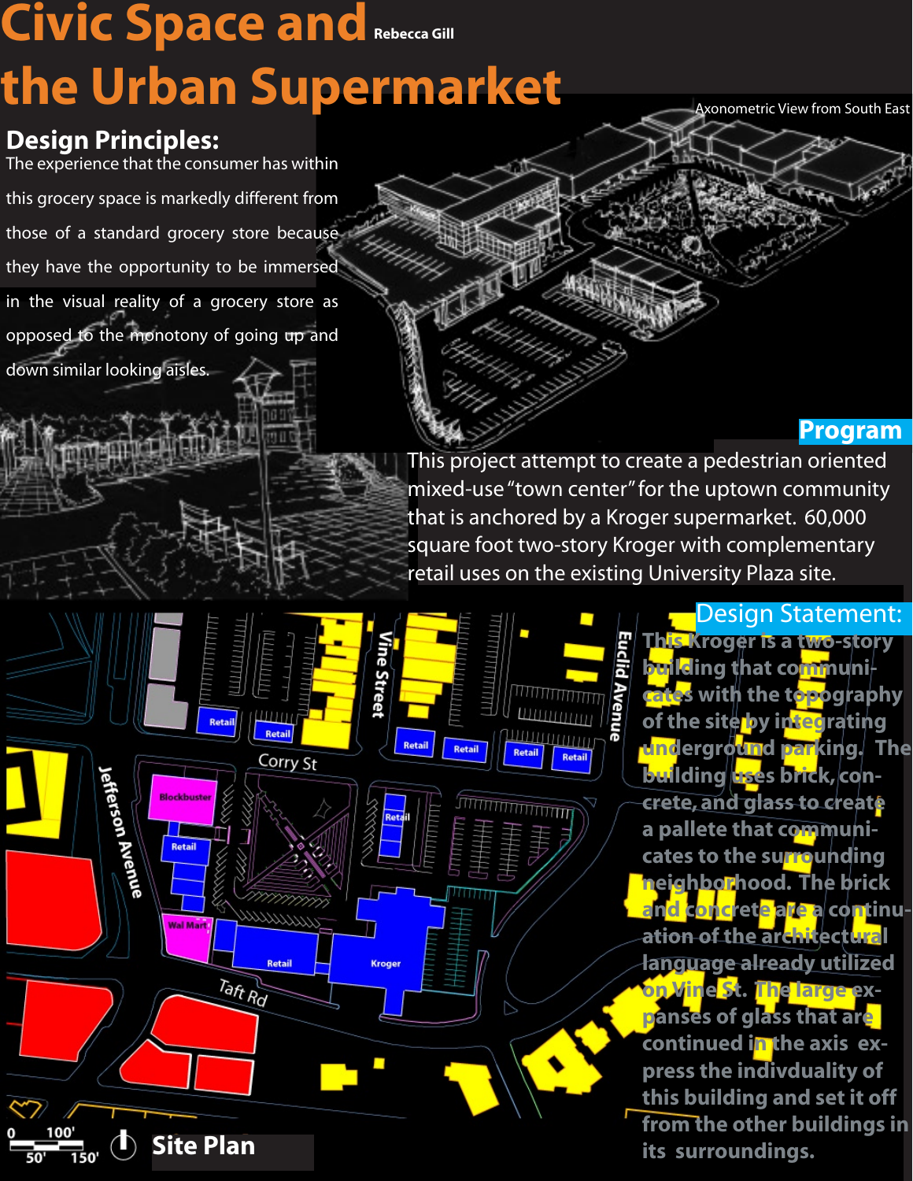# Civic Space and the Urban Supermarket

Rebecca Gill

## Design Principles:

The experience that the consumer has within this grocery space is markedly different from those of a standard grocery store because they have the opportunity to be immersed in the visual reality of a grocery store as opposed to the monotony of going up and down similar looking aisles.

Axonometric View from South East

## Program

This project attempt to create a pedestrian oriented mixed-use "town center" for the uptown community that is anchored by a Kroger supermarket. 60,000 square foot two-story Kroger with complementary retail uses on the existing University Plaza site.

## Design Statement:

This Kroger is a two-story building that communicates with the topography of the site by integrating underground parking. The building uses brick, concrete, and glass to create a pallete that communicates to the surrounding neighborhood. The brick and concrete are a continuation of the architectural language already utilized on Vine St. The large expanses of glass that are continued in the axis express the indivduality of this building and set it off from the other buildings in its surroundings.

Site Plan

0 50' 100' 150'

Vine Street | Euclid Avenue | Corry St | Jefferson Avenue | Taft Rd | Retail | Blockbuster | Wal Mart | Kroger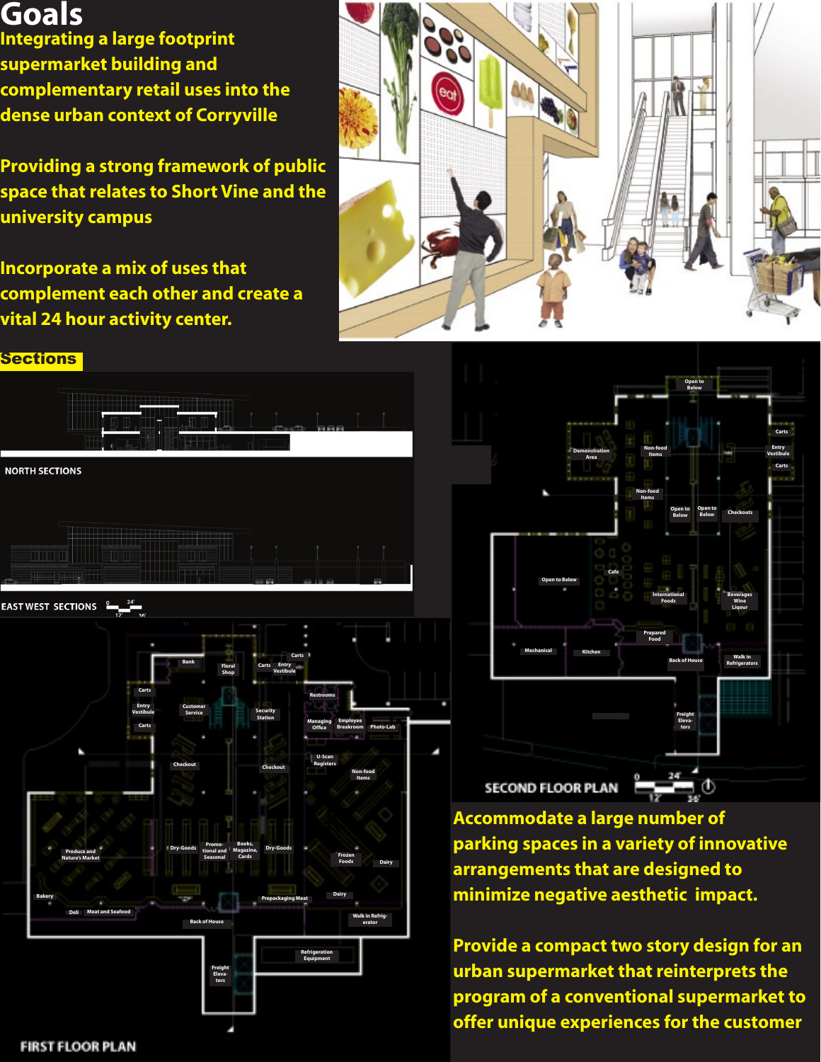# Goals

Integrating a large footprint supermarket building and complementary retail uses into the dense urban context of Corryville

Providing a strong framework of public space that relates to Short Vine and the university campus

Incorporate a mix of uses that complement each other and create a vital 24 hour activity center.

## Sections

NORTH SECTIONS

EAST WEST SECTIONS

0 12' 24' 36'

Bank
Floral Shop
Carts
Entry Vestibule
Carts
Carts
Entry Vestibule
Carts
Customer Service
Security Station
Restrooms
Managing Office
Employee Breakroom
Photo-Lab
Checkout
Checkout
U-Scan Registers
Non-food Items
Produce and Nature's Market
Dry-Goods
Promotional and Seasonal
Books, Magazine, Cards
Dry-Goods
Frozen Foods
Dairy
Bakery
Deli
Meat and Seafood
Prepackaging Meat
Dairy
Walk in Refrigerator
Back of House
Refrigeration Equipment
Freight Elevators

FIRST FLOOR PLAN

Open to Below
Carts
Entry Vestibule
Carts
Demonstration Area
Non-food Items
Non-food Items
Open to Below
Open to Below
Checkouts
Open to Below
Cafe
International Foods
Beverages Wine Liqour
Prepared Food
Mechanical
Kitchen
Back of House
Walk in Refrigerators
Freight Elevators

SECOND FLOOR PLAN

0 12' 24' 36'

Accommodate a large number of parking spaces in a variety of innovative arrangements that are designed to minimize negative aesthetic impact.

Provide a compact two story design for an urban supermarket that reinterprets the program of a conventional supermarket to offer unique experiences for the customer